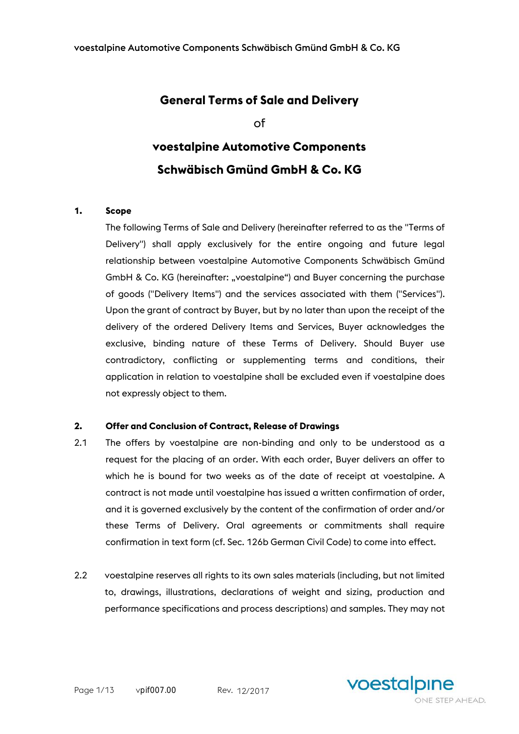# General Terms of Sale and Delivery

of

# voestalpine Automotive Components Schwäbisch Gmünd GmbH & Co. KG

## 1. Scope

The following Terms of Sale and Delivery (hereinafter referred to as the "Terms of Delivery") shall apply exclusively for the entire ongoing and future legal relationship between voestalpine Automotive Components Schwäbisch Gmünd GmbH & Co. KG (hereinafter: „voestalpine“) and Buyer concerning the purchase of goods ("Delivery Items") and the services associated with them ("Services"). Upon the grant of contract by Buyer, but by no later than upon the receipt of the delivery of the ordered Delivery Items and Services, Buyer acknowledges the exclusive, binding nature of these Terms of Delivery. Should Buyer use contradictory, conflicting or supplementing terms and conditions, their application in relation to voestalpine shall be excluded even if voestalpine does not expressly object to them.

## 2. Offer and Conclusion of Contract, Release of Drawings

2.1 The offers by voestalpine are non-binding and only to be understood as a request for the placing of an order. With each order, Buyer delivers an offer to which he is bound for two weeks as of the date of receipt at voestalpine. A contract is not made until voestalpine has issued a written confirmation of order, and it is governed exclusively by the content of the confirmation of order and/or these Terms of Delivery. Oral agreements or commitments shall require confirmation in text form (cf. Sec. 126b German Civil Code) to come into effect.

2.2 voestalpine reserves all rights to its own sales materials (including, but not limited to, drawings, illustrations, declarations of weight and sizing, production and performance specifications and process descriptions) and samples. They may not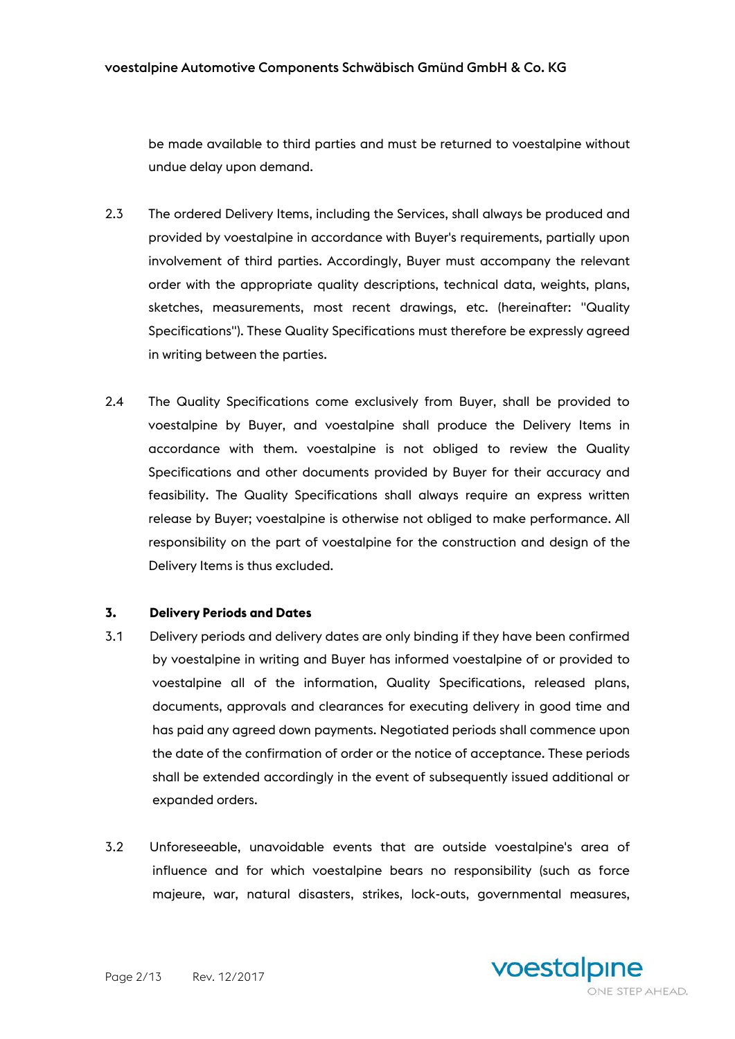be made available to third parties and must be returned to voestalpine without undue delay upon demand.

2.3 The ordered Delivery Items, including the Services, shall always be produced and provided by voestalpine in accordance with Buyer's requirements, partially upon involvement of third parties. Accordingly, Buyer must accompany the relevant order with the appropriate quality descriptions, technical data, weights, plans, sketches, measurements, most recent drawings, etc. (hereinafter: "Quality Specifications"). These Quality Specifications must therefore be expressly agreed in writing between the parties.

2.4 The Quality Specifications come exclusively from Buyer, shall be provided to voestalpine by Buyer, and voestalpine shall produce the Delivery Items in accordance with them. voestalpine is not obliged to review the Quality Specifications and other documents provided by Buyer for their accuracy and feasibility. The Quality Specifications shall always require an express written release by Buyer; voestalpine is otherwise not obliged to make performance. All responsibility on the part of voestalpine for the construction and design of the Delivery Items is thus excluded.

## 3. Delivery Periods and Dates

3.1 Delivery periods and delivery dates are only binding if they have been confirmed by voestalpine in writing and Buyer has informed voestalpine of or provided to voestalpine all of the information, Quality Specifications, released plans, documents, approvals and clearances for executing delivery in good time and has paid any agreed down payments. Negotiated periods shall commence upon the date of the confirmation of order or the notice of acceptance. These periods shall be extended accordingly in the event of subsequently issued additional or expanded orders.

3.2 Unforeseeable, unavoidable events that are outside voestalpine's area of influence and for which voestalpine bears no responsibility (such as force majeure, war, natural disasters, strikes, lock-outs, governmental measures,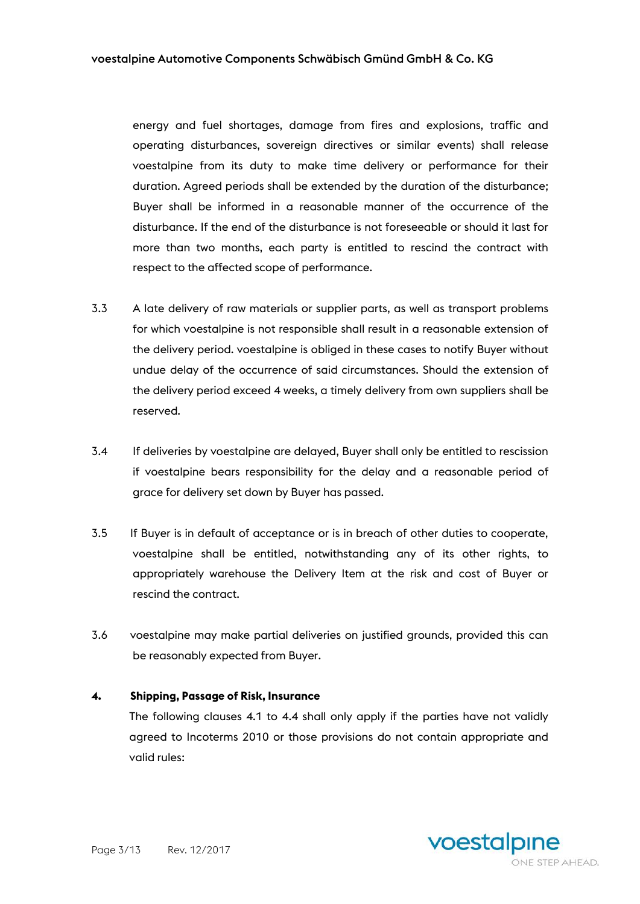energy and fuel shortages, damage from fires and explosions, traffic and operating disturbances, sovereign directives or similar events) shall release voestalpine from its duty to make time delivery or performance for their duration. Agreed periods shall be extended by the duration of the disturbance; Buyer shall be informed in a reasonable manner of the occurrence of the disturbance. If the end of the disturbance is not foreseeable or should it last for more than two months, each party is entitled to rescind the contract with respect to the affected scope of performance.

3.3 A late delivery of raw materials or supplier parts, as well as transport problems for which voestalpine is not responsible shall result in a reasonable extension of the delivery period. voestalpine is obliged in these cases to notify Buyer without undue delay of the occurrence of said circumstances. Should the extension of the delivery period exceed 4 weeks, a timely delivery from own suppliers shall be reserved.

3.4 If deliveries by voestalpine are delayed, Buyer shall only be entitled to rescission if voestalpine bears responsibility for the delay and a reasonable period of grace for delivery set down by Buyer has passed.

3.5 If Buyer is in default of acceptance or is in breach of other duties to cooperate, voestalpine shall be entitled, notwithstanding any of its other rights, to appropriately warehouse the Delivery Item at the risk and cost of Buyer or rescind the contract.

3.6 voestalpine may make partial deliveries on justified grounds, provided this can be reasonably expected from Buyer.

## 4. Shipping, Passage of Risk, Insurance

The following clauses 4.1 to 4.4 shall only apply if the parties have not validly agreed to Incoterms 2010 or those provisions do not contain appropriate and valid rules: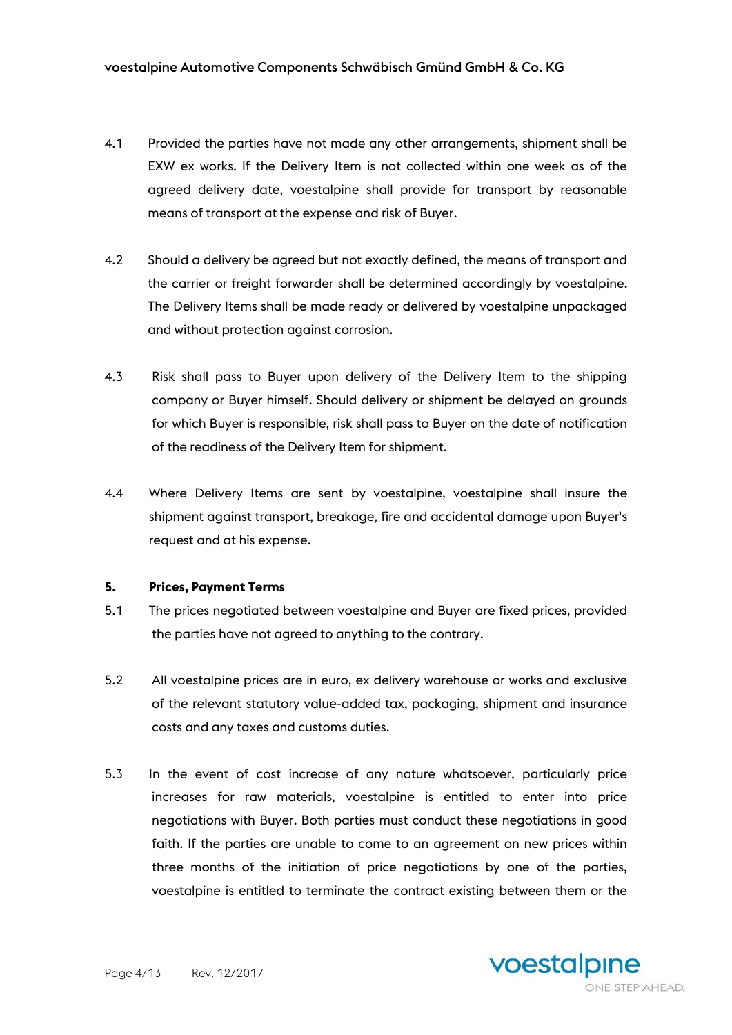4.1 Provided the parties have not made any other arrangements, shipment shall be EXW ex works. If the Delivery Item is not collected within one week as of the agreed delivery date, voestalpine shall provide for transport by reasonable means of transport at the expense and risk of Buyer.

4.2 Should a delivery be agreed but not exactly defined, the means of transport and the carrier or freight forwarder shall be determined accordingly by voestalpine. The Delivery Items shall be made ready or delivered by voestalpine unpackaged and without protection against corrosion.

4.3 Risk shall pass to Buyer upon delivery of the Delivery Item to the shipping company or Buyer himself. Should delivery or shipment be delayed on grounds for which Buyer is responsible, risk shall pass to Buyer on the date of notification of the readiness of the Delivery Item for shipment.

4.4 Where Delivery Items are sent by voestalpine, voestalpine shall insure the shipment against transport, breakage, fire and accidental damage upon Buyer's request and at his expense.

**5. Prices, Payment Terms**

5.1 The prices negotiated between voestalpine and Buyer are fixed prices, provided the parties have not agreed to anything to the contrary.

5.2 All voestalpine prices are in euro, ex delivery warehouse or works and exclusive of the relevant statutory value-added tax, packaging, shipment and insurance costs and any taxes and customs duties.

5.3 In the event of cost increase of any nature whatsoever, particularly price increases for raw materials, voestalpine is entitled to enter into price negotiations with Buyer. Both parties must conduct these negotiations in good faith. If the parties are unable to come to an agreement on new prices within three months of the initiation of price negotiations by one of the parties, voestalpine is entitled to terminate the contract existing between them or the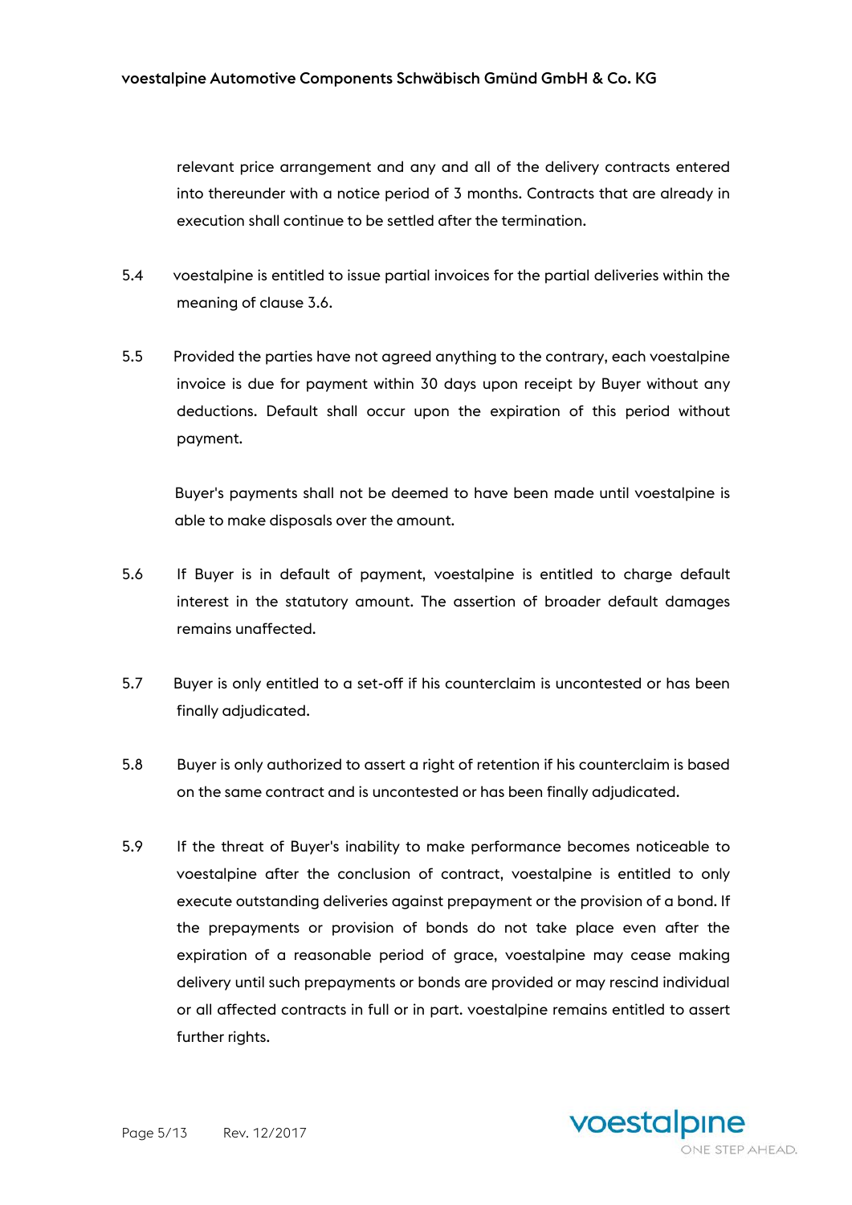relevant price arrangement and any and all of the delivery contracts entered into thereunder with a notice period of 3 months. Contracts that are already in execution shall continue to be settled after the termination.

5.4 voestalpine is entitled to issue partial invoices for the partial deliveries within the meaning of clause 3.6.

5.5 Provided the parties have not agreed anything to the contrary, each voestalpine invoice is due for payment within 30 days upon receipt by Buyer without any deductions. Default shall occur upon the expiration of this period without payment.

Buyer's payments shall not be deemed to have been made until voestalpine is able to make disposals over the amount.

5.6 If Buyer is in default of payment, voestalpine is entitled to charge default interest in the statutory amount. The assertion of broader default damages remains unaffected.

5.7 Buyer is only entitled to a set-off if his counterclaim is uncontested or has been finally adjudicated.

5.8 Buyer is only authorized to assert a right of retention if his counterclaim is based on the same contract and is uncontested or has been finally adjudicated.

5.9 If the threat of Buyer's inability to make performance becomes noticeable to voestalpine after the conclusion of contract, voestalpine is entitled to only execute outstanding deliveries against prepayment or the provision of a bond. If the prepayments or provision of bonds do not take place even after the expiration of a reasonable period of grace, voestalpine may cease making delivery until such prepayments or bonds are provided or may rescind individual or all affected contracts in full or in part. voestalpine remains entitled to assert further rights.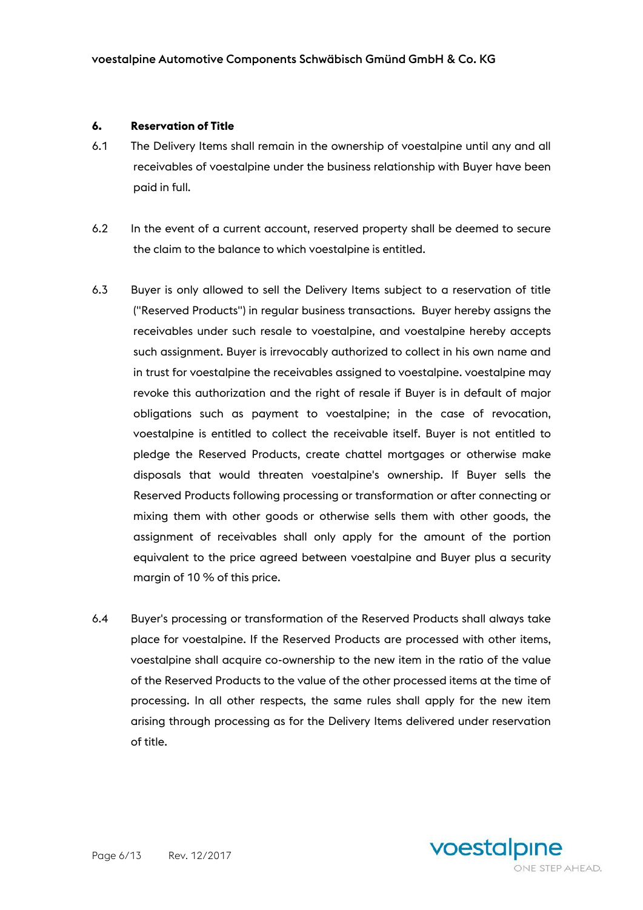## 6. Reservation of Title

6.1 The Delivery Items shall remain in the ownership of voestalpine until any and all receivables of voestalpine under the business relationship with Buyer have been paid in full.

6.2 In the event of a current account, reserved property shall be deemed to secure the claim to the balance to which voestalpine is entitled.

6.3 Buyer is only allowed to sell the Delivery Items subject to a reservation of title ("Reserved Products") in regular business transactions. Buyer hereby assigns the receivables under such resale to voestalpine, and voestalpine hereby accepts such assignment. Buyer is irrevocably authorized to collect in his own name and in trust for voestalpine the receivables assigned to voestalpine. voestalpine may revoke this authorization and the right of resale if Buyer is in default of major obligations such as payment to voestalpine; in the case of revocation, voestalpine is entitled to collect the receivable itself. Buyer is not entitled to pledge the Reserved Products, create chattel mortgages or otherwise make disposals that would threaten voestalpine's ownership. If Buyer sells the Reserved Products following processing or transformation or after connecting or mixing them with other goods or otherwise sells them with other goods, the assignment of receivables shall only apply for the amount of the portion equivalent to the price agreed between voestalpine and Buyer plus a security margin of 10 % of this price.

6.4 Buyer's processing or transformation of the Reserved Products shall always take place for voestalpine. If the Reserved Products are processed with other items, voestalpine shall acquire co-ownership to the new item in the ratio of the value of the Reserved Products to the value of the other processed items at the time of processing. In all other respects, the same rules shall apply for the new item arising through processing as for the Delivery Items delivered under reservation of title.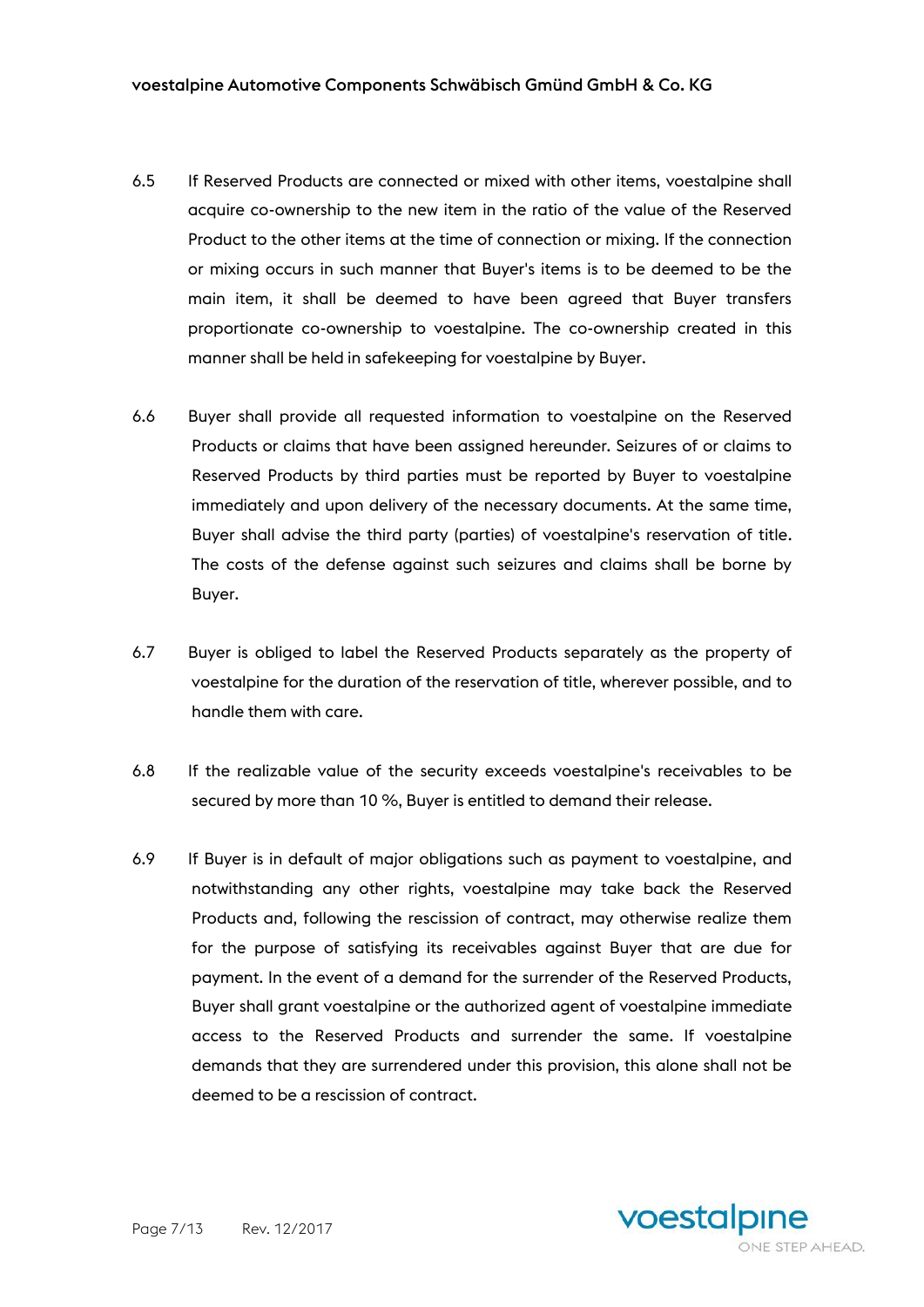6.5 If Reserved Products are connected or mixed with other items, voestalpine shall acquire co-ownership to the new item in the ratio of the value of the Reserved Product to the other items at the time of connection or mixing. If the connection or mixing occurs in such manner that Buyer's items is to be deemed to be the main item, it shall be deemed to have been agreed that Buyer transfers proportionate co-ownership to voestalpine. The co-ownership created in this manner shall be held in safekeeping for voestalpine by Buyer.

6.6 Buyer shall provide all requested information to voestalpine on the Reserved Products or claims that have been assigned hereunder. Seizures of or claims to Reserved Products by third parties must be reported by Buyer to voestalpine immediately and upon delivery of the necessary documents. At the same time, Buyer shall advise the third party (parties) of voestalpine's reservation of title. The costs of the defense against such seizures and claims shall be borne by Buyer.

6.7 Buyer is obliged to label the Reserved Products separately as the property of voestalpine for the duration of the reservation of title, wherever possible, and to handle them with care.

6.8 If the realizable value of the security exceeds voestalpine's receivables to be secured by more than 10 %, Buyer is entitled to demand their release.

6.9 If Buyer is in default of major obligations such as payment to voestalpine, and notwithstanding any other rights, voestalpine may take back the Reserved Products and, following the rescission of contract, may otherwise realize them for the purpose of satisfying its receivables against Buyer that are due for payment. In the event of a demand for the surrender of the Reserved Products, Buyer shall grant voestalpine or the authorized agent of voestalpine immediate access to the Reserved Products and surrender the same. If voestalpine demands that they are surrendered under this provision, this alone shall not be deemed to be a rescission of contract.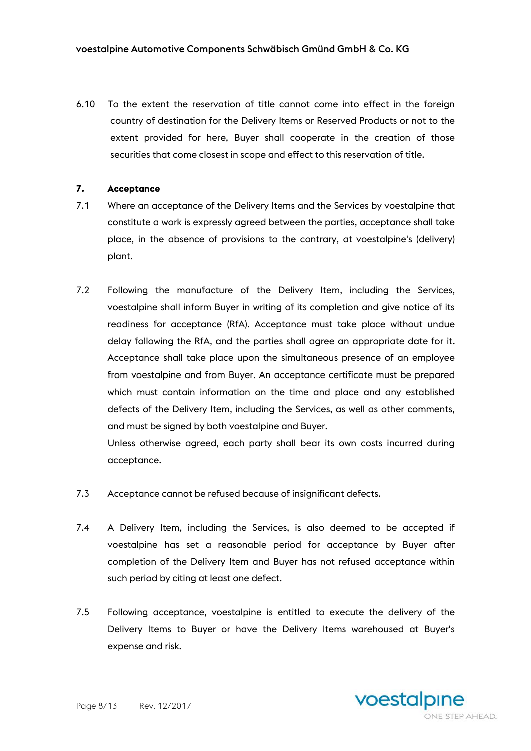6.10 To the extent the reservation of title cannot come into effect in the foreign country of destination for the Delivery Items or Reserved Products or not to the extent provided for here, Buyer shall cooperate in the creation of those securities that come closest in scope and effect to this reservation of title.

**7. Acceptance**

7.1 Where an acceptance of the Delivery Items and the Services by voestalpine that constitute a work is expressly agreed between the parties, acceptance shall take place, in the absence of provisions to the contrary, at voestalpine's (delivery) plant.

7.2 Following the manufacture of the Delivery Item, including the Services, voestalpine shall inform Buyer in writing of its completion and give notice of its readiness for acceptance (RfA). Acceptance must take place without undue delay following the RfA, and the parties shall agree an appropriate date for it. Acceptance shall take place upon the simultaneous presence of an employee from voestalpine and from Buyer. An acceptance certificate must be prepared which must contain information on the time and place and any established defects of the Delivery Item, including the Services, as well as other comments, and must be signed by both voestalpine and Buyer.
Unless otherwise agreed, each party shall bear its own costs incurred during acceptance.

7.3 Acceptance cannot be refused because of insignificant defects.

7.4 A Delivery Item, including the Services, is also deemed to be accepted if voestalpine has set a reasonable period for acceptance by Buyer after completion of the Delivery Item and Buyer has not refused acceptance within such period by citing at least one defect.

7.5 Following acceptance, voestalpine is entitled to execute the delivery of the Delivery Items to Buyer or have the Delivery Items warehoused at Buyer's expense and risk.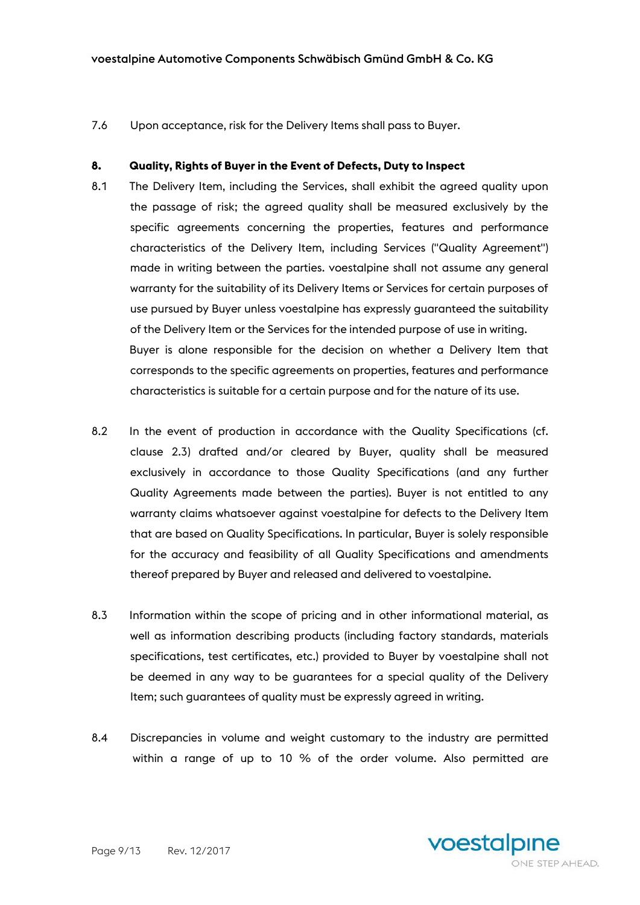7.6 Upon acceptance, risk for the Delivery Items shall pass to Buyer.

## 8. Quality, Rights of Buyer in the Event of Defects, Duty to Inspect

8.1 The Delivery Item, including the Services, shall exhibit the agreed quality upon the passage of risk; the agreed quality shall be measured exclusively by the specific agreements concerning the properties, features and performance characteristics of the Delivery Item, including Services ("Quality Agreement") made in writing between the parties. voestalpine shall not assume any general warranty for the suitability of its Delivery Items or Services for certain purposes of use pursued by Buyer unless voestalpine has expressly guaranteed the suitability of the Delivery Item or the Services for the intended purpose of use in writing.
Buyer is alone responsible for the decision on whether a Delivery Item that corresponds to the specific agreements on properties, features and performance characteristics is suitable for a certain purpose and for the nature of its use.

8.2 In the event of production in accordance with the Quality Specifications (cf. clause 2.3) drafted and/or cleared by Buyer, quality shall be measured exclusively in accordance to those Quality Specifications (and any further Quality Agreements made between the parties). Buyer is not entitled to any warranty claims whatsoever against voestalpine for defects to the Delivery Item that are based on Quality Specifications. In particular, Buyer is solely responsible for the accuracy and feasibility of all Quality Specifications and amendments thereof prepared by Buyer and released and delivered to voestalpine.

8.3 Information within the scope of pricing and in other informational material, as well as information describing products (including factory standards, materials specifications, test certificates, etc.) provided to Buyer by voestalpine shall not be deemed in any way to be guarantees for a special quality of the Delivery Item; such guarantees of quality must be expressly agreed in writing.

8.4 Discrepancies in volume and weight customary to the industry are permitted within a range of up to 10 % of the order volume. Also permitted are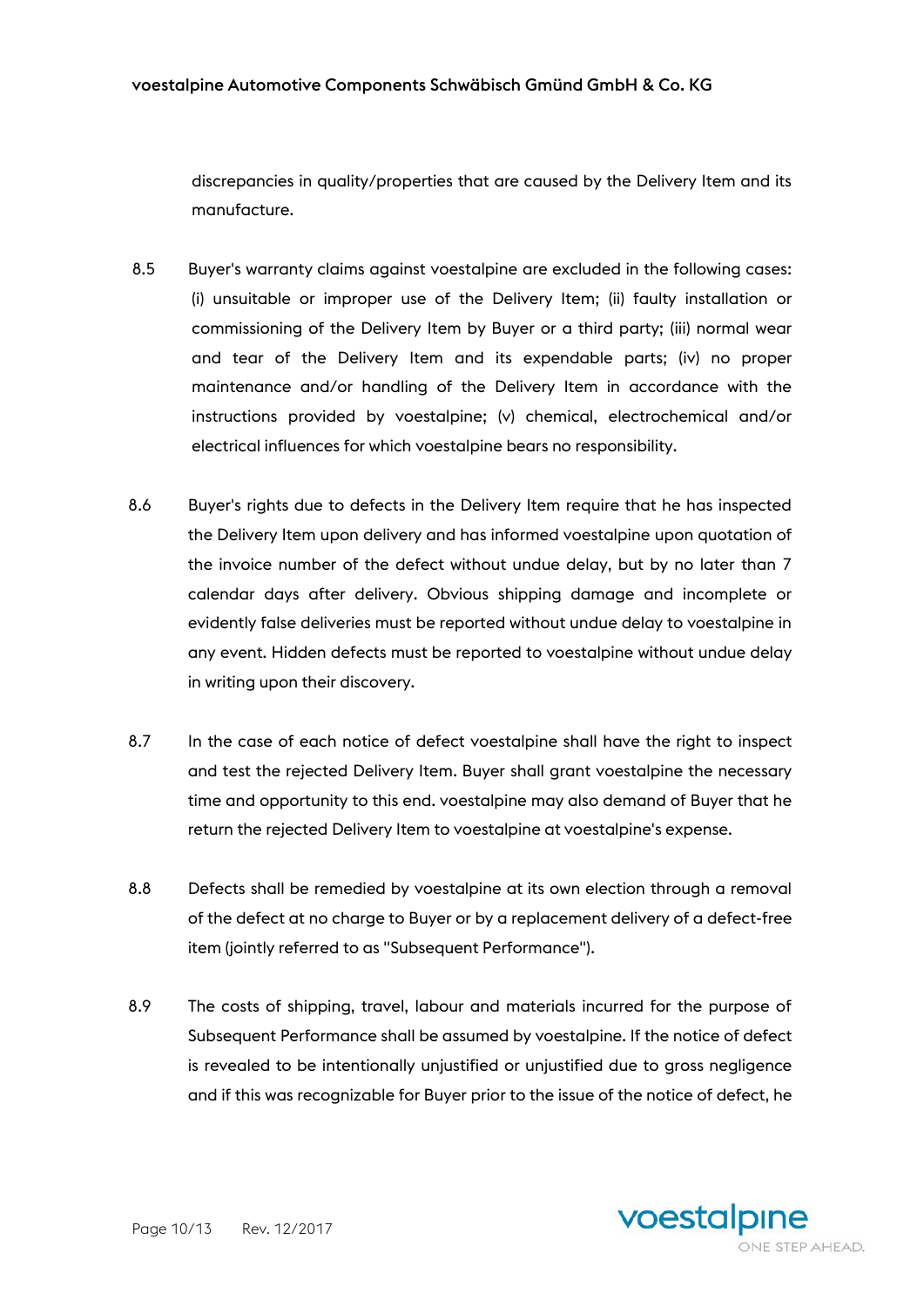discrepancies in quality/properties that are caused by the Delivery Item and its manufacture.

8.5 Buyer's warranty claims against voestalpine are excluded in the following cases: (i) unsuitable or improper use of the Delivery Item; (ii) faulty installation or commissioning of the Delivery Item by Buyer or a third party; (iii) normal wear and tear of the Delivery Item and its expendable parts; (iv) no proper maintenance and/or handling of the Delivery Item in accordance with the instructions provided by voestalpine; (v) chemical, electrochemical and/or electrical influences for which voestalpine bears no responsibility.

8.6 Buyer's rights due to defects in the Delivery Item require that he has inspected the Delivery Item upon delivery and has informed voestalpine upon quotation of the invoice number of the defect without undue delay, but by no later than 7 calendar days after delivery. Obvious shipping damage and incomplete or evidently false deliveries must be reported without undue delay to voestalpine in any event. Hidden defects must be reported to voestalpine without undue delay in writing upon their discovery.

8.7 In the case of each notice of defect voestalpine shall have the right to inspect and test the rejected Delivery Item. Buyer shall grant voestalpine the necessary time and opportunity to this end. voestalpine may also demand of Buyer that he return the rejected Delivery Item to voestalpine at voestalpine's expense.

8.8 Defects shall be remedied by voestalpine at its own election through a removal of the defect at no charge to Buyer or by a replacement delivery of a defect-free item (jointly referred to as "Subsequent Performance").

8.9 The costs of shipping, travel, labour and materials incurred for the purpose of Subsequent Performance shall be assumed by voestalpine. If the notice of defect is revealed to be intentionally unjustified or unjustified due to gross negligence and if this was recognizable for Buyer prior to the issue of the notice of defect, he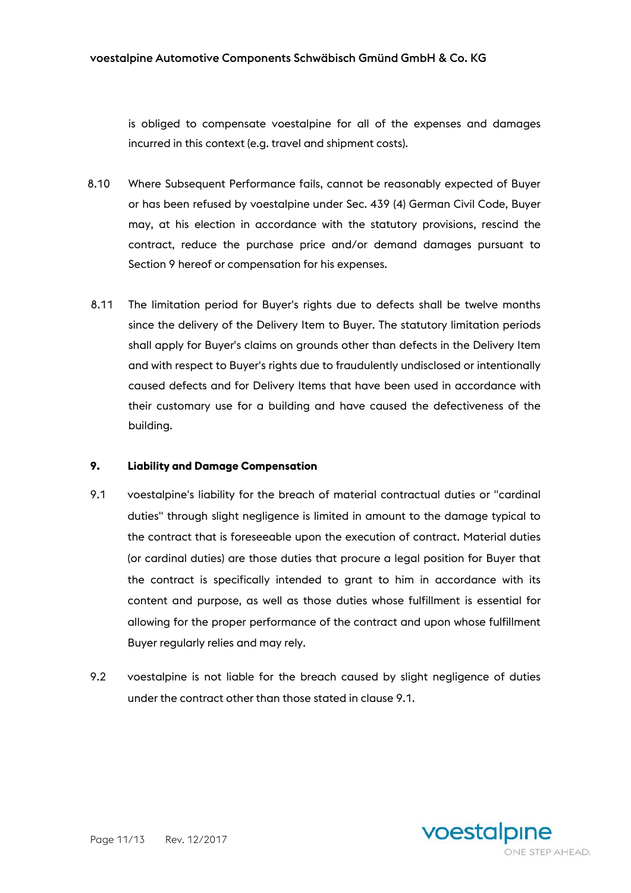is obliged to compensate voestalpine for all of the expenses and damages incurred in this context (e.g. travel and shipment costs).

8.10 Where Subsequent Performance fails, cannot be reasonably expected of Buyer or has been refused by voestalpine under Sec. 439 (4) German Civil Code, Buyer may, at his election in accordance with the statutory provisions, rescind the contract, reduce the purchase price and/or demand damages pursuant to Section 9 hereof or compensation for his expenses.

8.11 The limitation period for Buyer's rights due to defects shall be twelve months since the delivery of the Delivery Item to Buyer. The statutory limitation periods shall apply for Buyer's claims on grounds other than defects in the Delivery Item and with respect to Buyer's rights due to fraudulently undisclosed or intentionally caused defects and for Delivery Items that have been used in accordance with their customary use for a building and have caused the defectiveness of the building.

## 9. Liability and Damage Compensation

9.1 voestalpine's liability for the breach of material contractual duties or "cardinal duties" through slight negligence is limited in amount to the damage typical to the contract that is foreseeable upon the execution of contract. Material duties (or cardinal duties) are those duties that procure a legal position for Buyer that the contract is specifically intended to grant to him in accordance with its content and purpose, as well as those duties whose fulfillment is essential for allowing for the proper performance of the contract and upon whose fulfillment Buyer regularly relies and may rely.

9.2 voestalpine is not liable for the breach caused by slight negligence of duties under the contract other than those stated in clause 9.1.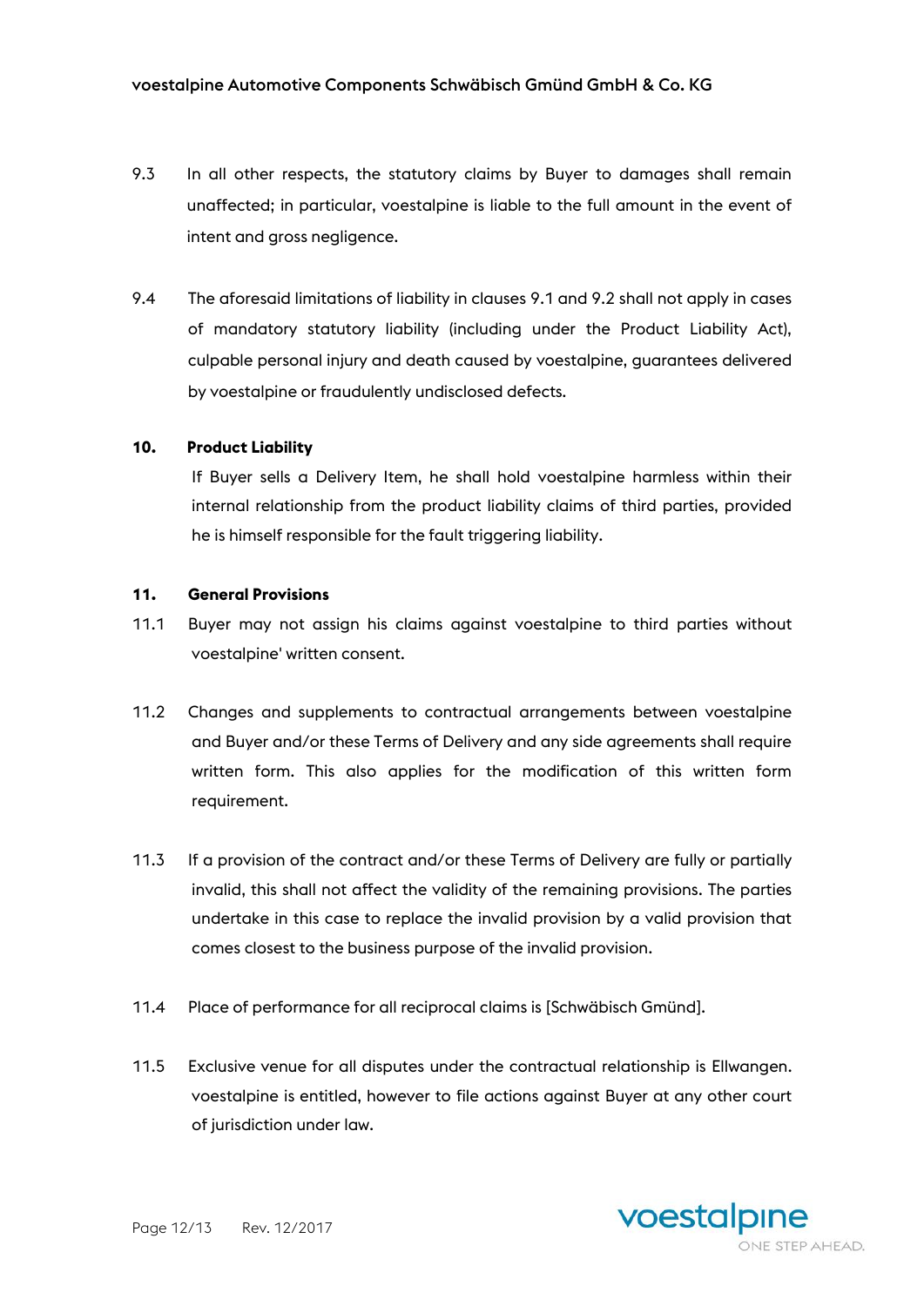9.3 In all other respects, the statutory claims by Buyer to damages shall remain unaffected; in particular, voestalpine is liable to the full amount in the event of intent and gross negligence.

9.4 The aforesaid limitations of liability in clauses 9.1 and 9.2 shall not apply in cases of mandatory statutory liability (including under the Product Liability Act), culpable personal injury and death caused by voestalpine, guarantees delivered by voestalpine or fraudulently undisclosed defects.

## 10. Product Liability

If Buyer sells a Delivery Item, he shall hold voestalpine harmless within their internal relationship from the product liability claims of third parties, provided he is himself responsible for the fault triggering liability.

## 11. General Provisions

11.1 Buyer may not assign his claims against voestalpine to third parties without voestalpine' written consent.

11.2 Changes and supplements to contractual arrangements between voestalpine and Buyer and/or these Terms of Delivery and any side agreements shall require written form. This also applies for the modification of this written form requirement.

11.3 If a provision of the contract and/or these Terms of Delivery are fully or partially invalid, this shall not affect the validity of the remaining provisions. The parties undertake in this case to replace the invalid provision by a valid provision that comes closest to the business purpose of the invalid provision.

11.4 Place of performance for all reciprocal claims is [Schwäbisch Gmünd].

11.5 Exclusive venue for all disputes under the contractual relationship is Ellwangen. voestalpine is entitled, however to file actions against Buyer at any other court of jurisdiction under law.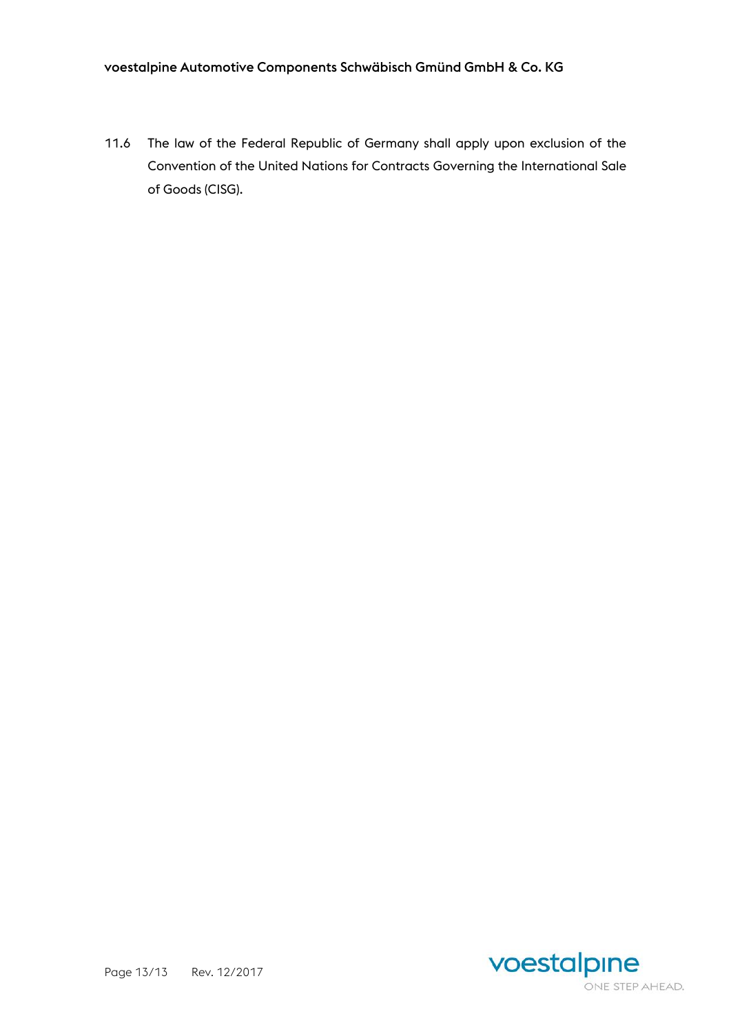11.6 The law of the Federal Republic of Germany shall apply upon exclusion of the Convention of the United Nations for Contracts Governing the International Sale of Goods (CISG).